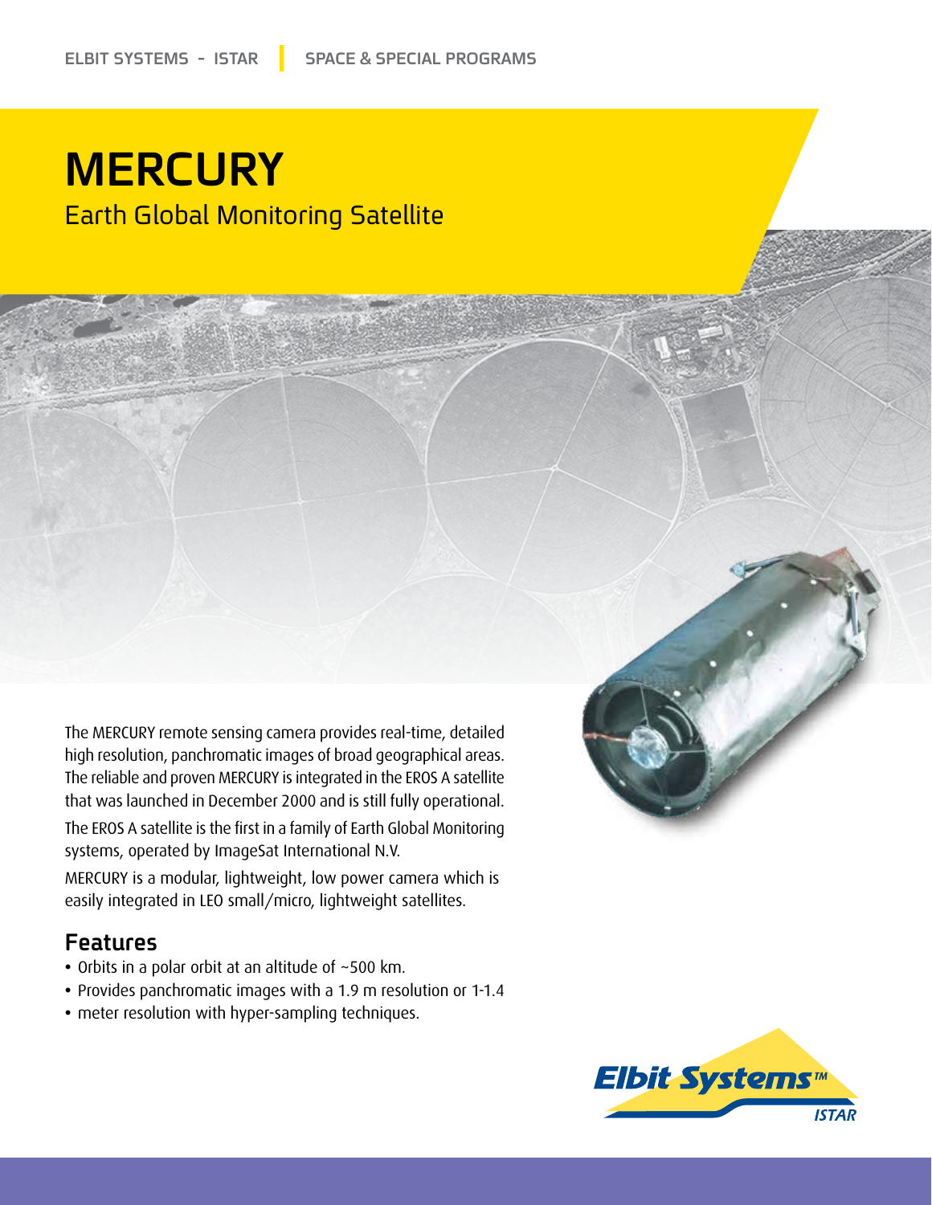ELBIT SYSTEMS - ISTAR | SPACE & SPECIAL PROGRAMS

# MERCURY

## Earth Global Monitoring Satellite

The MERCURY remote sensing camera provides real-time, detailed high resolution, panchromatic images of broad geographical areas. The reliable and proven MERCURY is integrated in the EROS A satellite that was launched in December 2000 and is still fully operational.

The EROS A satellite is the first in a family of Earth Global Monitoring systems, operated by ImageSat International N.V.

MERCURY is a modular, lightweight, low power camera which is easily integrated in LEO small/micro, lightweight satellites.

## Features

- Orbits in a polar orbit at an altitude of ~500 km.
- Provides panchromatic images with a 1.9 m resolution or 1-1.4
- meter resolution with hyper-sampling techniques.

Elbit Systems™ ISTAR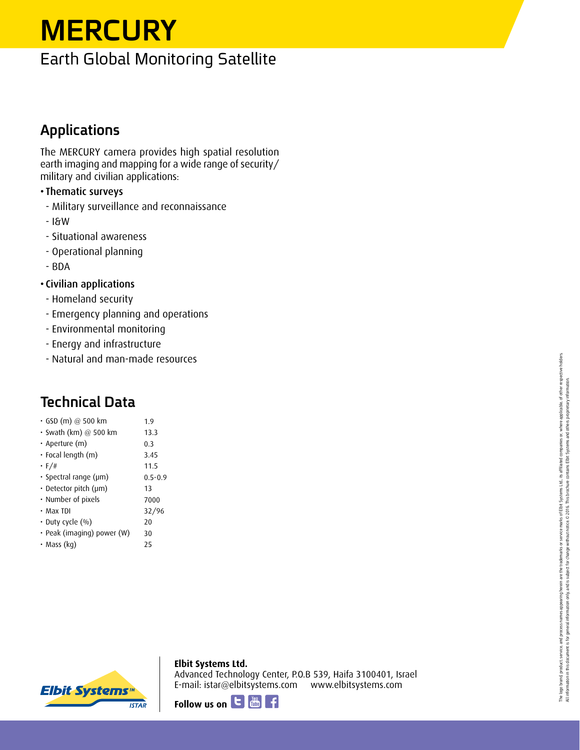# MERCURY

## Earth Global Monitoring Satellite

## Applications

The MERCURY camera provides high spatial resolution earth imaging and mapping for a wide range of security/military and civilian applications:

- **Thematic surveys**
  - Military surveillance and reconnaissance
  - I&W
  - Situational awareness
  - Operational planning
  - BDA
- **Civilian applications**
  - Homeland security
  - Emergency planning and operations
  - Environmental monitoring
  - Energy and infrastructure
  - Natural and man-made resources

## Technical Data

| | |
|---|---|
| • GSD (m) @ 500 km | 1.9 |
| • Swath (km) @ 500 km | 13.3 |
| • Aperture (m) | 0.3 |
| • Focal length (m) | 3.45 |
| • F/# | 11.5 |
| • Spectral range (μm) | 0.5-0.9 |
| • Detector pitch (μm) | 13 |
| • Number of pixels | 7000 |
| • Max TDI | 32/96 |
| • Duty cycle (%) | 20 |
| • Peak (imaging) power (W) | 30 |
| • Mass (kg) | 25 |

Elbit Systems™ ISTAR

**Elbit Systems Ltd.**
Advanced Technology Center, P.O.B 539, Haifa 3100401, Israel
E-mail: istar@elbitsystems.com    www.elbitsystems.com

**Follow us on**

The logo, brand, product, service, and process names appearing herein are the trademarks or service marks of Elbit Systems Ltd., its affiliated companies or, where applicable, of other respective holders. All information in this document is for general information only, and is subject for change without notice. © 2016. This brochure contains Elbit Systems and others proprietary information.